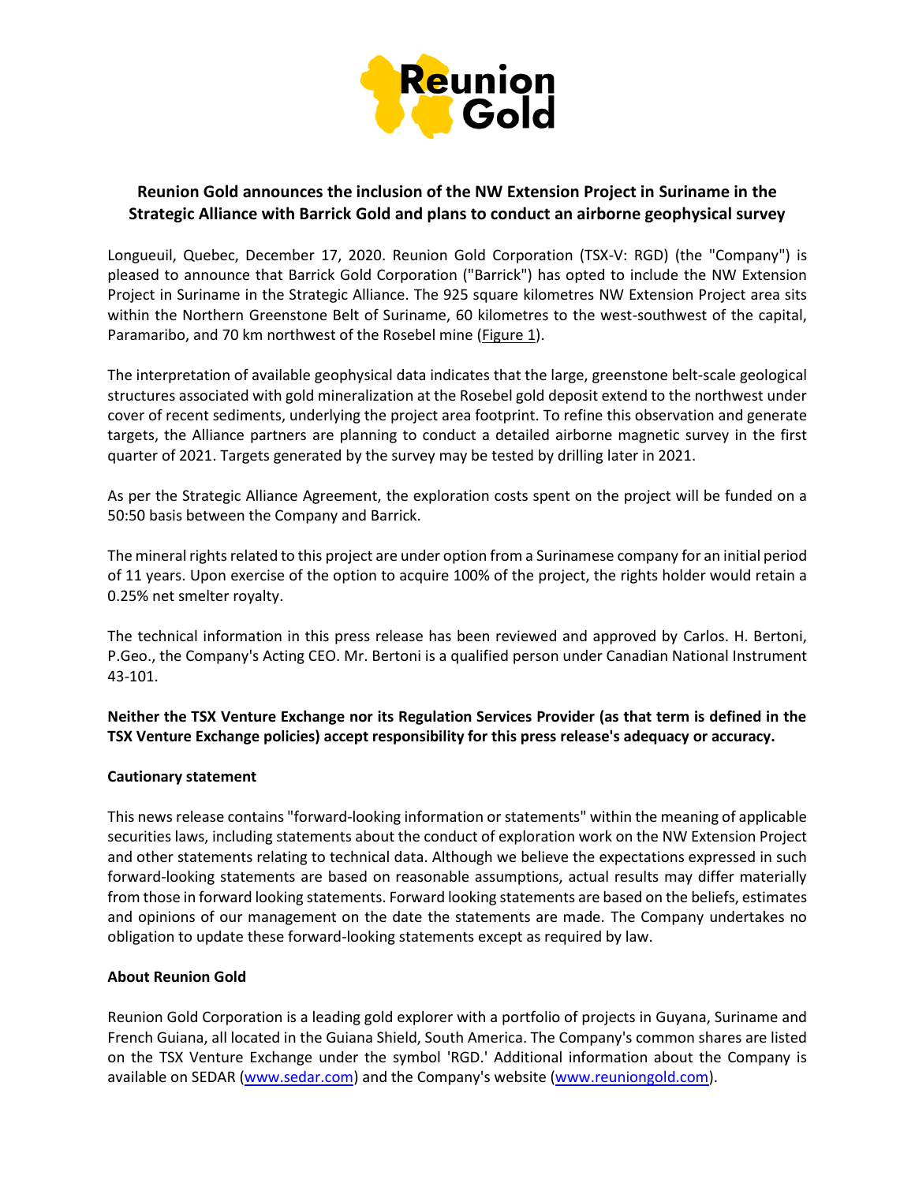# Reunion Gold announces the inclusion of the NW Extension Project in Suriname in the Strategic Alliance with Barrick Gold and plans to conduct an airborne geophysical survey

Longueuil, Quebec, December 17, 2020. Reunion Gold Corporation (TSX-V: RGD) (the "Company") is pleased to announce that Barrick Gold Corporation ("Barrick") has opted to include the NW Extension Project in Suriname in the Strategic Alliance. The 925 square kilometres NW Extension Project area sits within the Northern Greenstone Belt of Suriname, 60 kilometres to the west-southwest of the capital, Paramaribo, and 70 km northwest of the Rosebel mine (Figure 1).

The interpretation of available geophysical data indicates that the large, greenstone belt-scale geological structures associated with gold mineralization at the Rosebel gold deposit extend to the northwest under cover of recent sediments, underlying the project area footprint. To refine this observation and generate targets, the Alliance partners are planning to conduct a detailed airborne magnetic survey in the first quarter of 2021. Targets generated by the survey may be tested by drilling later in 2021.

As per the Strategic Alliance Agreement, the exploration costs spent on the project will be funded on a 50:50 basis between the Company and Barrick.

The mineral rights related to this project are under option from a Surinamese company for an initial period of 11 years. Upon exercise of the option to acquire 100% of the project, the rights holder would retain a 0.25% net smelter royalty.

The technical information in this press release has been reviewed and approved by Carlos. H. Bertoni, P.Geo., the Company's Acting CEO. Mr. Bertoni is a qualified person under Canadian National Instrument 43-101.

**Neither the TSX Venture Exchange nor its Regulation Services Provider (as that term is defined in the TSX Venture Exchange policies) accept responsibility for this press release's adequacy or accuracy.**

**Cautionary statement**

This news release contains "forward-looking information or statements" within the meaning of applicable securities laws, including statements about the conduct of exploration work on the NW Extension Project and other statements relating to technical data. Although we believe the expectations expressed in such forward-looking statements are based on reasonable assumptions, actual results may differ materially from those in forward looking statements. Forward looking statements are based on the beliefs, estimates and opinions of our management on the date the statements are made. The Company undertakes no obligation to update these forward-looking statements except as required by law.

**About Reunion Gold**

Reunion Gold Corporation is a leading gold explorer with a portfolio of projects in Guyana, Suriname and French Guiana, all located in the Guiana Shield, South America. The Company's common shares are listed on the TSX Venture Exchange under the symbol 'RGD.' Additional information about the Company is available on SEDAR (www.sedar.com) and the Company's website (www.reuniongold.com).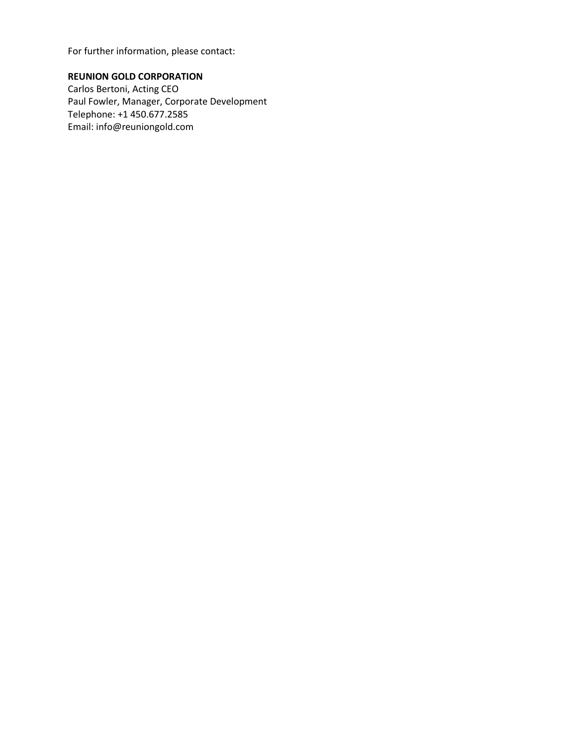For further information, please contact:

**REUNION GOLD CORPORATION**
Carlos Bertoni, Acting CEO
Paul Fowler, Manager, Corporate Development
Telephone: +1 450.677.2585
Email: info@reuniongold.com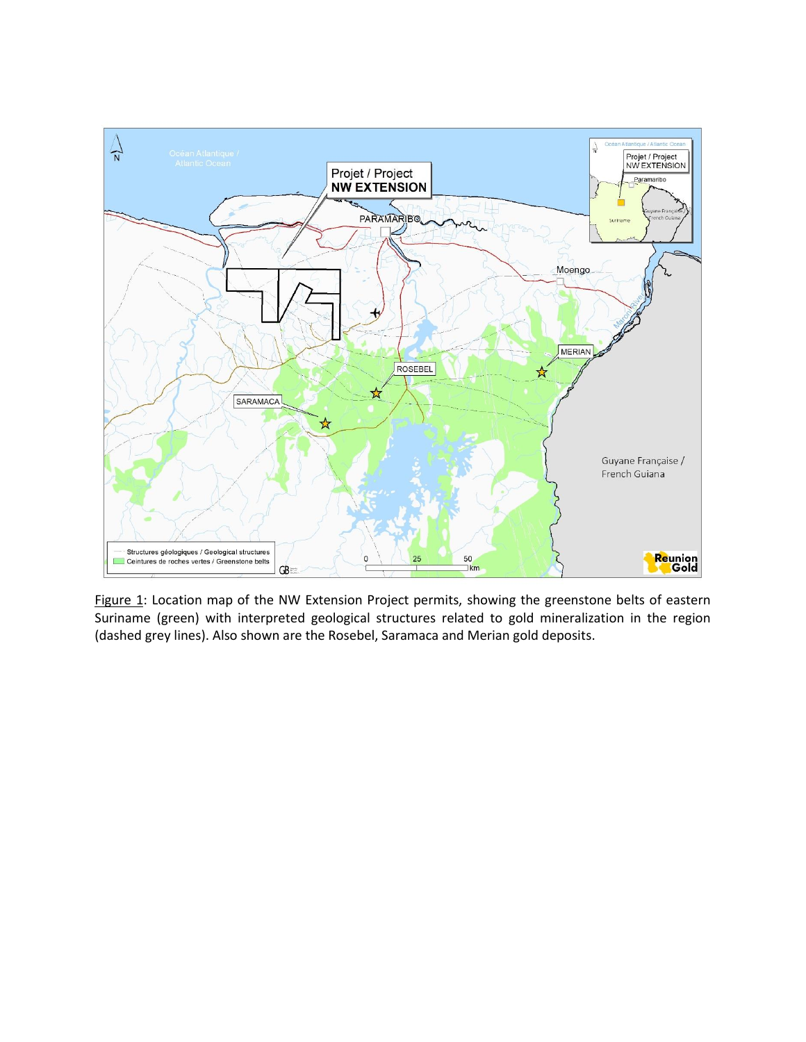Océan Atlantique /
Atlantic Ocean

Projet / Project
**NW EXTENSION**

PARAMARIBO

Moengo

MERIAN

ROSEBEL

SARAMACA

Maroni River

Guyane Française /
French Guiana

Océan Atlantique / Atlantic Ocean

Projet / Project
NW EXTENSION

Paramaribo

Suriname

Guyane Française / French Guiana

Structures géologiques / Geological structures
Ceintures de roches vertes / Greenstone belts

0 25 50 km

Reunion Gold

Figure 1: Location map of the NW Extension Project permits, showing the greenstone belts of eastern Suriname (green) with interpreted geological structures related to gold mineralization in the region (dashed grey lines). Also shown are the Rosebel, Saramaca and Merian gold deposits.